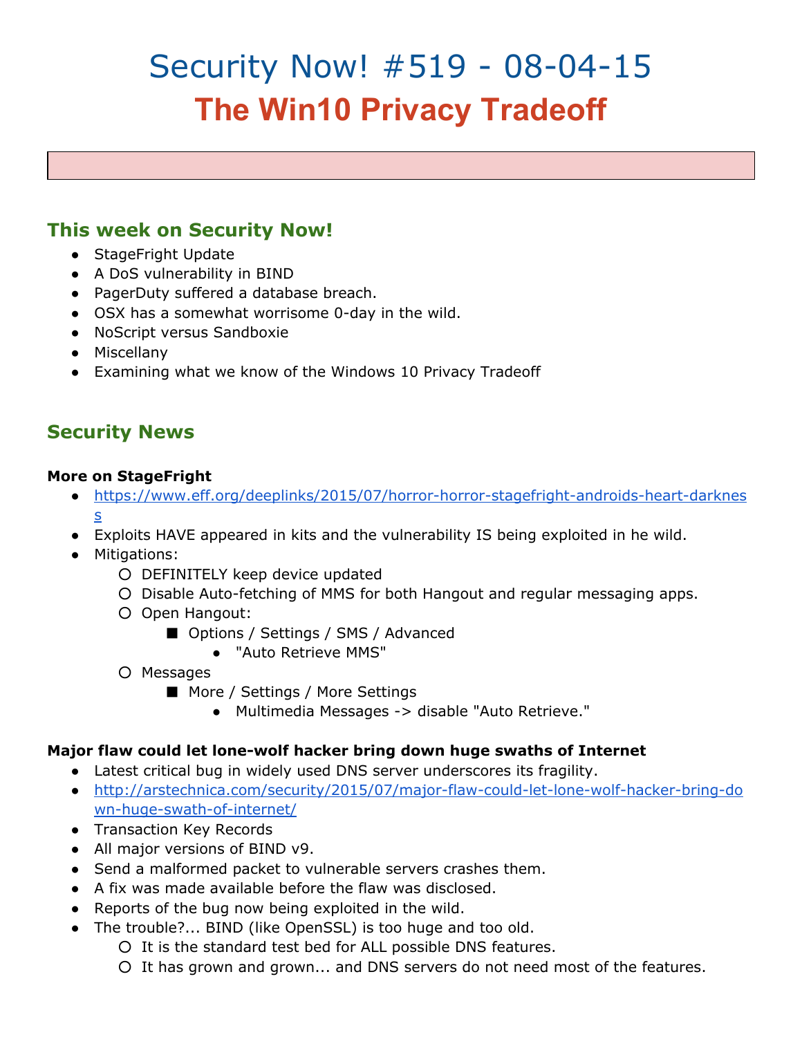# Security Now! #519 - 08-04-15

# The Win10 Privacy Tradeoff

## This week on Security Now!

- StageFright Update
- A DoS vulnerability in BIND
- PagerDuty suffered a database breach.
- OSX has a somewhat worrisome 0-day in the wild.
- NoScript versus Sandboxie
- Miscellany
- Examining what we know of the Windows 10 Privacy Tradeoff

## Security News

**More on StageFright**

- https://www.eff.org/deeplinks/2015/07/horror-horror-stagefright-androids-heart-darkness
- Exploits HAVE appeared in kits and the vulnerability IS being exploited in he wild.
- Mitigations:
  - DEFINITELY keep device updated
  - Disable Auto-fetching of MMS for both Hangout and regular messaging apps.
  - Open Hangout:
    - Options / Settings / SMS / Advanced
      - "Auto Retrieve MMS"
  - Messages
    - More / Settings / More Settings
      - Multimedia Messages -> disable "Auto Retrieve."

**Major flaw could let lone-wolf hacker bring down huge swaths of Internet**

- Latest critical bug in widely used DNS server underscores its fragility.
- http://arstechnica.com/security/2015/07/major-flaw-could-let-lone-wolf-hacker-bring-down-huge-swath-of-internet/
- Transaction Key Records
- All major versions of BIND v9.
- Send a malformed packet to vulnerable servers crashes them.
- A fix was made available before the flaw was disclosed.
- Reports of the bug now being exploited in the wild.
- The trouble?... BIND (like OpenSSL) is too huge and too old.
  - It is the standard test bed for ALL possible DNS features.
  - It has grown and grown... and DNS servers do not need most of the features.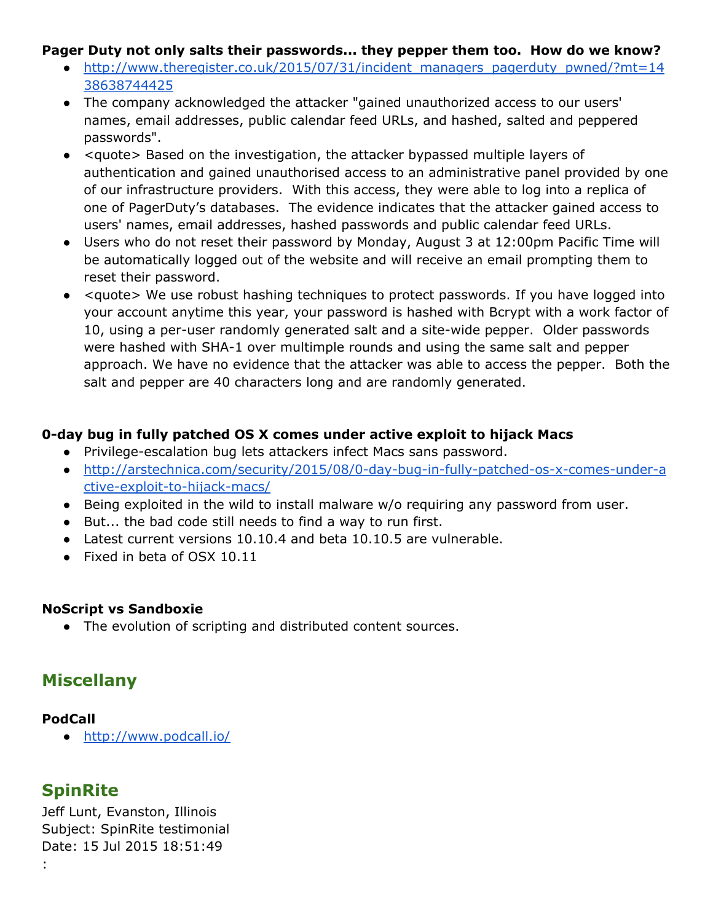**Pager Duty not only salts their passwords... they pepper them too. How do we know?**

- http://www.theregister.co.uk/2015/07/31/incident_managers_pagerduty_pwned/?mt=1438638744425
- The company acknowledged the attacker "gained unauthorized access to our users' names, email addresses, public calendar feed URLs, and hashed, salted and peppered passwords".
- <quote> Based on the investigation, the attacker bypassed multiple layers of authentication and gained unauthorised access to an administrative panel provided by one of our infrastructure providers. With this access, they were able to log into a replica of one of PagerDuty's databases. The evidence indicates that the attacker gained access to users' names, email addresses, hashed passwords and public calendar feed URLs.
- Users who do not reset their password by Monday, August 3 at 12:00pm Pacific Time will be automatically logged out of the website and will receive an email prompting them to reset their password.
- <quote> We use robust hashing techniques to protect passwords. If you have logged into your account anytime this year, your password is hashed with Bcrypt with a work factor of 10, using a per-user randomly generated salt and a site-wide pepper. Older passwords were hashed with SHA-1 over multimple rounds and using the same salt and pepper approach. We have no evidence that the attacker was able to access the pepper. Both the salt and pepper are 40 characters long and are randomly generated.

**0-day bug in fully patched OS X comes under active exploit to hijack Macs**

- Privilege-escalation bug lets attackers infect Macs sans password.
- http://arstechnica.com/security/2015/08/0-day-bug-in-fully-patched-os-x-comes-under-active-exploit-to-hijack-macs/
- Being exploited in the wild to install malware w/o requiring any password from user.
- But... the bad code still needs to find a way to run first.
- Latest current versions 10.10.4 and beta 10.10.5 are vulnerable.
- Fixed in beta of OSX 10.11

**NoScript vs Sandboxie**

- The evolution of scripting and distributed content sources.

## Miscellany

**PodCall**

- http://www.podcall.io/

## SpinRite

Jeff Lunt, Evanston, Illinois
Subject: SpinRite testimonial
Date: 15 Jul 2015 18:51:49
: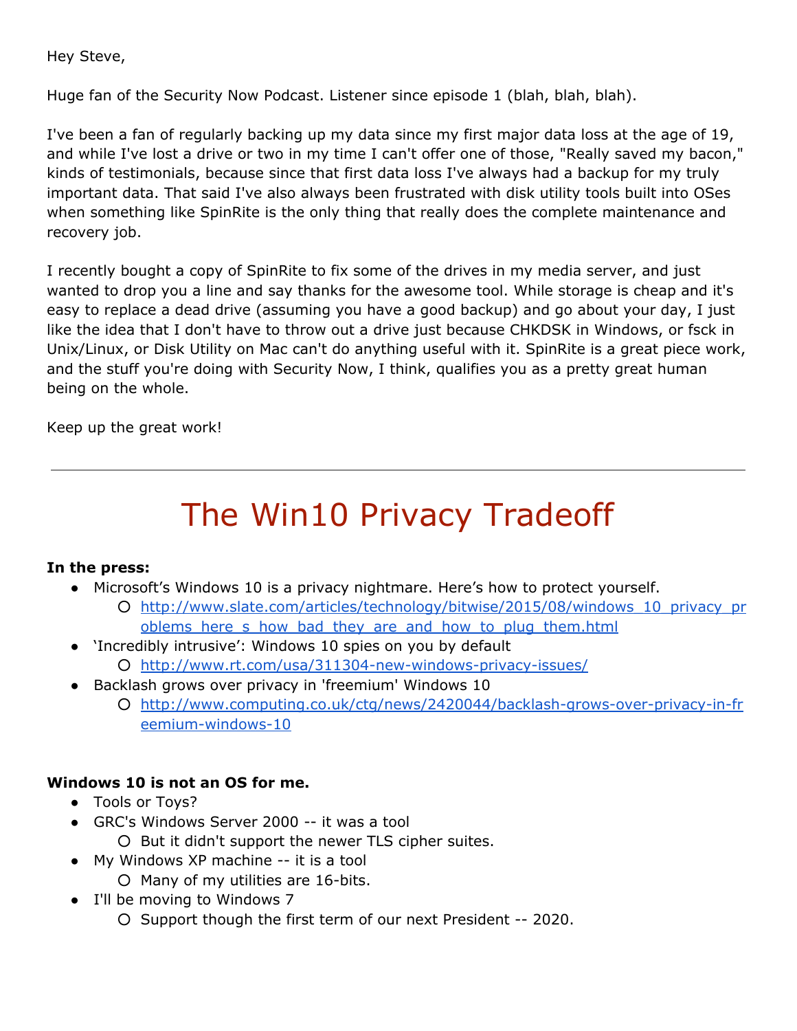Hey Steve,

Huge fan of the Security Now Podcast. Listener since episode 1 (blah, blah, blah).

I've been a fan of regularly backing up my data since my first major data loss at the age of 19, and while I've lost a drive or two in my time I can't offer one of those, "Really saved my bacon," kinds of testimonials, because since that first data loss I've always had a backup for my truly important data. That said I've also always been frustrated with disk utility tools built into OSes when something like SpinRite is the only thing that really does the complete maintenance and recovery job.

I recently bought a copy of SpinRite to fix some of the drives in my media server, and just wanted to drop you a line and say thanks for the awesome tool. While storage is cheap and it's easy to replace a dead drive (assuming you have a good backup) and go about your day, I just like the idea that I don't have to throw out a drive just because CHKDSK in Windows, or fsck in Unix/Linux, or Disk Utility on Mac can't do anything useful with it. SpinRite is a great piece work, and the stuff you're doing with Security Now, I think, qualifies you as a pretty great human being on the whole.

Keep up the great work!

---

# The Win10 Privacy Tradeoff

**In the press:**

- Microsoft's Windows 10 is a privacy nightmare. Here's how to protect yourself.
  - http://www.slate.com/articles/technology/bitwise/2015/08/windows_10_privacy_problems_here_s_how_bad_they_are_and_how_to_plug_them.html
- 'Incredibly intrusive': Windows 10 spies on you by default
  - http://www.rt.com/usa/311304-new-windows-privacy-issues/
- Backlash grows over privacy in 'freemium' Windows 10
  - http://www.computing.co.uk/ctg/news/2420044/backlash-grows-over-privacy-in-freemium-windows-10

**Windows 10 is not an OS for me.**

- Tools or Toys?
- GRC's Windows Server 2000 -- it was a tool
  - But it didn't support the newer TLS cipher suites.
- My Windows XP machine -- it is a tool
  - Many of my utilities are 16-bits.
- I'll be moving to Windows 7
  - Support though the first term of our next President -- 2020.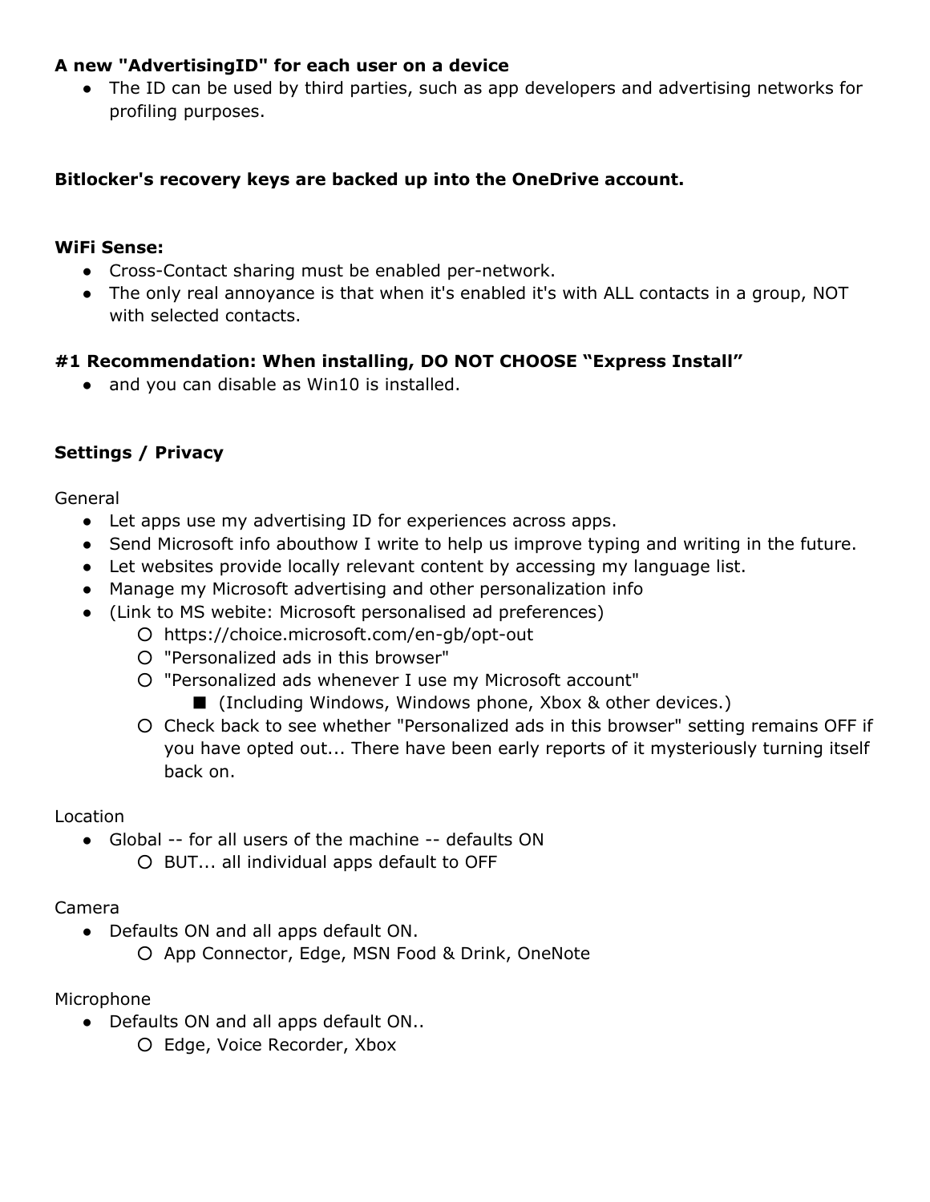**A new "AdvertisingID" for each user on a device**

- The ID can be used by third parties, such as app developers and advertising networks for profiling purposes.

**Bitlocker's recovery keys are backed up into the OneDrive account.**

**WiFi Sense:**

- Cross-Contact sharing must be enabled per-network.
- The only real annoyance is that when it's enabled it's with ALL contacts in a group, NOT with selected contacts.

**#1 Recommendation: When installing, DO NOT CHOOSE “Express Install”**

- and you can disable as Win10 is installed.

**Settings / Privacy**

General

- Let apps use my advertising ID for experiences across apps.
- Send Microsoft info abouthow I write to help us improve typing and writing in the future.
- Let websites provide locally relevant content by accessing my language list.
- Manage my Microsoft advertising and other personalization info
- (Link to MS webite: Microsoft personalised ad preferences)
    - https://choice.microsoft.com/en-gb/opt-out
    - "Personalized ads in this browser"
    - "Personalized ads whenever I use my Microsoft account"
        - (Including Windows, Windows phone, Xbox & other devices.)
    - Check back to see whether "Personalized ads in this browser" setting remains OFF if you have opted out... There have been early reports of it mysteriously turning itself back on.

Location

- Global -- for all users of the machine -- defaults ON
    - BUT... all individual apps default to OFF

Camera

- Defaults ON and all apps default ON.
    - App Connector, Edge, MSN Food & Drink, OneNote

Microphone

- Defaults ON and all apps default ON..
    - Edge, Voice Recorder, Xbox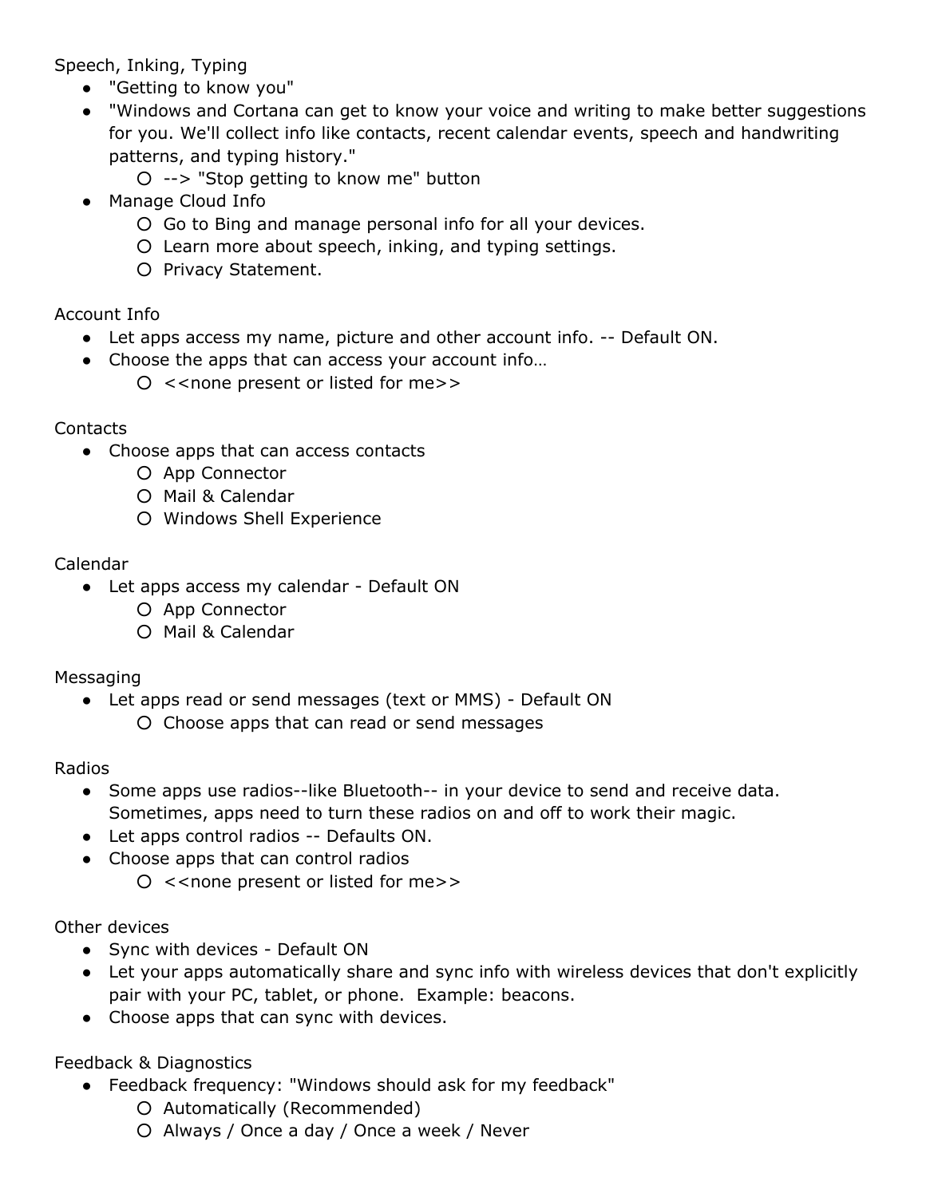Speech, Inking, Typing

- "Getting to know you"
- "Windows and Cortana can get to know your voice and writing to make better suggestions for you. We'll collect info like contacts, recent calendar events, speech and handwriting patterns, and typing history."
  - --> "Stop getting to know me" button
- Manage Cloud Info
  - Go to Bing and manage personal info for all your devices.
  - Learn more about speech, inking, and typing settings.
  - Privacy Statement.

Account Info

- Let apps access my name, picture and other account info. -- Default ON.
- Choose the apps that can access your account info…
  - <<none present or listed for me>>

Contacts

- Choose apps that can access contacts
  - App Connector
  - Mail & Calendar
  - Windows Shell Experience

Calendar

- Let apps access my calendar - Default ON
  - App Connector
  - Mail & Calendar

Messaging

- Let apps read or send messages (text or MMS) - Default ON
  - Choose apps that can read or send messages

Radios

- Some apps use radios--like Bluetooth-- in your device to send and receive data. Sometimes, apps need to turn these radios on and off to work their magic.
- Let apps control radios -- Defaults ON.
- Choose apps that can control radios
  - <<none present or listed for me>>

Other devices

- Sync with devices - Default ON
- Let your apps automatically share and sync info with wireless devices that don't explicitly pair with your PC, tablet, or phone. Example: beacons.
- Choose apps that can sync with devices.

Feedback & Diagnostics

- Feedback frequency: "Windows should ask for my feedback"
  - Automatically (Recommended)
  - Always / Once a day / Once a week / Never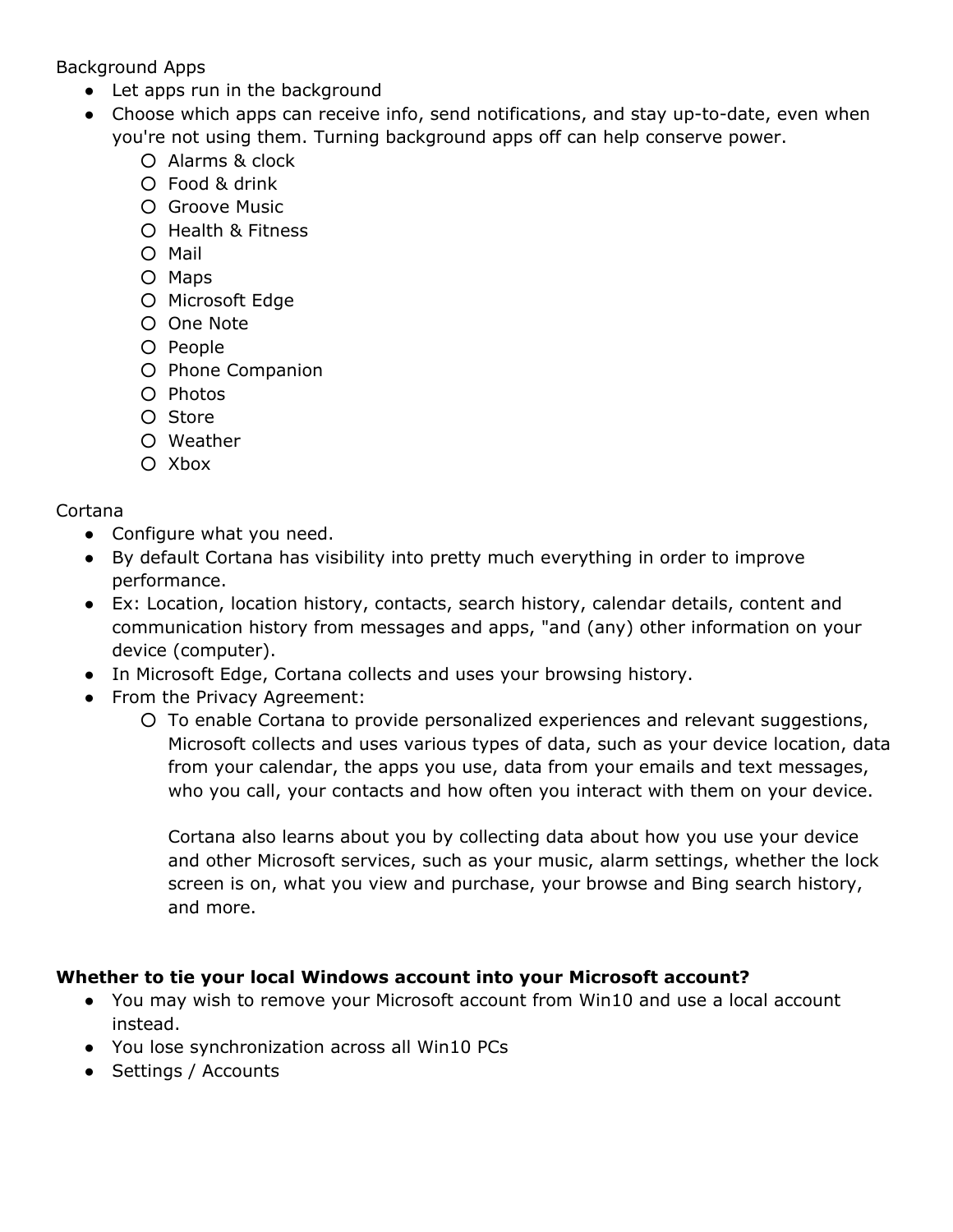Background Apps

- Let apps run in the background
- Choose which apps can receive info, send notifications, and stay up-to-date, even when you're not using them. Turning background apps off can help conserve power.
    - Alarms & clock
    - Food & drink
    - Groove Music
    - Health & Fitness
    - Mail
    - Maps
    - Microsoft Edge
    - One Note
    - People
    - Phone Companion
    - Photos
    - Store
    - Weather
    - Xbox

Cortana

- Configure what you need.
- By default Cortana has visibility into pretty much everything in order to improve performance.
- Ex: Location, location history, contacts, search history, calendar details, content and communication history from messages and apps, "and (any) other information on your device (computer).
- In Microsoft Edge, Cortana collects and uses your browsing history.
- From the Privacy Agreement:
    - To enable Cortana to provide personalized experiences and relevant suggestions, Microsoft collects and uses various types of data, such as your device location, data from your calendar, the apps you use, data from your emails and text messages, who you call, your contacts and how often you interact with them on your device.

      Cortana also learns about you by collecting data about how you use your device and other Microsoft services, such as your music, alarm settings, whether the lock screen is on, what you view and purchase, your browse and Bing search history, and more.

**Whether to tie your local Windows account into your Microsoft account?**

- You may wish to remove your Microsoft account from Win10 and use a local account instead.
- You lose synchronization across all Win10 PCs
- Settings / Accounts